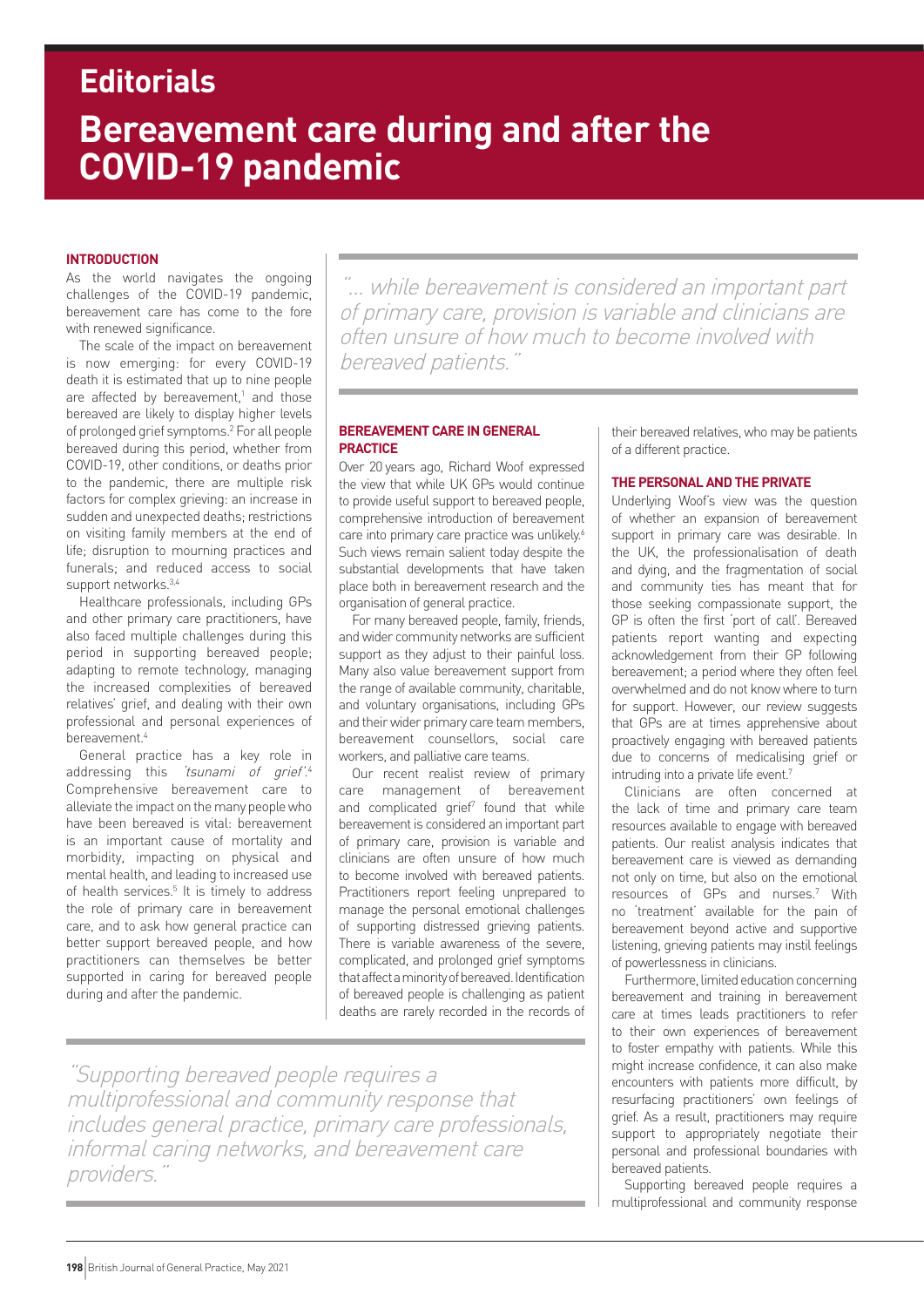# Editorials

# Bereavement care during and after the COVID-19 pandemic

## INTRODUCTION

As the world navigates the ongoing challenges of the COVID-19 pandemic, bereavement care has come to the fore with renewed significance.

The scale of the impact on bereavement is now emerging: for every COVID-19 death it is estimated that up to nine people are affected by bereavement,[1] and those bereaved are likely to display higher levels of prolonged grief symptoms.[2] For all people bereaved during this period, whether from COVID-19, other conditions, or deaths prior to the pandemic, there are multiple risk factors for complex grieving: an increase in sudden and unexpected deaths; restrictions on visiting family members at the end of life; disruption to mourning practices and funerals; and reduced access to social support networks.[3,4]

Healthcare professionals, including GPs and other primary care practitioners, have also faced multiple challenges during this period in supporting bereaved people; adapting to remote technology, managing the increased complexities of bereaved relatives' grief, and dealing with their own professional and personal experiences of bereavement.[4]

General practice has a key role in addressing this *'tsunami of grief'*.[4] Comprehensive bereavement care to alleviate the impact on the many people who have been bereaved is vital: bereavement is an important cause of mortality and morbidity, impacting on physical and mental health, and leading to increased use of health services.[5] It is timely to address the role of primary care in bereavement care, and to ask how general practice can better support bereaved people, and how practitioners can themselves be better supported in caring for bereaved people during and after the pandemic.

> *"... while bereavement is considered an important part of primary care, provision is variable and clinicians are often unsure of how much to become involved with bereaved patients."*

## BEREAVEMENT CARE IN GENERAL PRACTICE

Over 20 years ago, Richard Woof expressed the view that while UK GPs would continue to provide useful support to bereaved people, comprehensive introduction of bereavement care into primary care practice was unlikely.[6] Such views remain salient today despite the substantial developments that have taken place both in bereavement research and the organisation of general practice.

For many bereaved people, family, friends, and wider community networks are sufficient support as they adjust to their painful loss. Many also value bereavement support from the range of available community, charitable, and voluntary organisations, including GPs and their wider primary care team members, bereavement counsellors, social care workers, and palliative care teams.

Our recent realist review of primary care management of bereavement and complicated grief[7] found that while bereavement is considered an important part of primary care, provision is variable and clinicians are often unsure of how much to become involved with bereaved patients. Practitioners report feeling unprepared to manage the personal emotional challenges of supporting distressed grieving patients. There is variable awareness of the severe, complicated, and prolonged grief symptoms that affect a minority of bereaved. Identification of bereaved people is challenging as patient deaths are rarely recorded in the records of their bereaved relatives, who may be patients of a different practice.

> *"Supporting bereaved people requires a multiprofessional and community response that includes general practice, primary care professionals, informal caring networks, and bereavement care providers."*

## THE PERSONAL AND THE PRIVATE

Underlying Woof's view was the question of whether an expansion of bereavement support in primary care was desirable. In the UK, the professionalisation of death and dying, and the fragmentation of social and community ties has meant that for those seeking compassionate support, the GP is often the first 'port of call'. Bereaved patients report wanting and expecting acknowledgement from their GP following bereavement; a period where they often feel overwhelmed and do not know where to turn for support. However, our review suggests that GPs are at times apprehensive about proactively engaging with bereaved patients due to concerns of medicalising grief or intruding into a private life event.[7]

Clinicians are often concerned at the lack of time and primary care team resources available to engage with bereaved patients. Our realist analysis indicates that bereavement care is viewed as demanding not only on time, but also on the emotional resources of GPs and nurses.[7] With no 'treatment' available for the pain of bereavement beyond active and supportive listening, grieving patients may instil feelings of powerlessness in clinicians.

Furthermore, limited education concerning bereavement and training in bereavement care at times leads practitioners to refer to their own experiences of bereavement to foster empathy with patients. While this might increase confidence, it can also make encounters with patients more difficult, by resurfacing practitioners' own feelings of grief. As a result, practitioners may require support to appropriately negotiate their personal and professional boundaries with bereaved patients.

Supporting bereaved people requires a multiprofessional and community response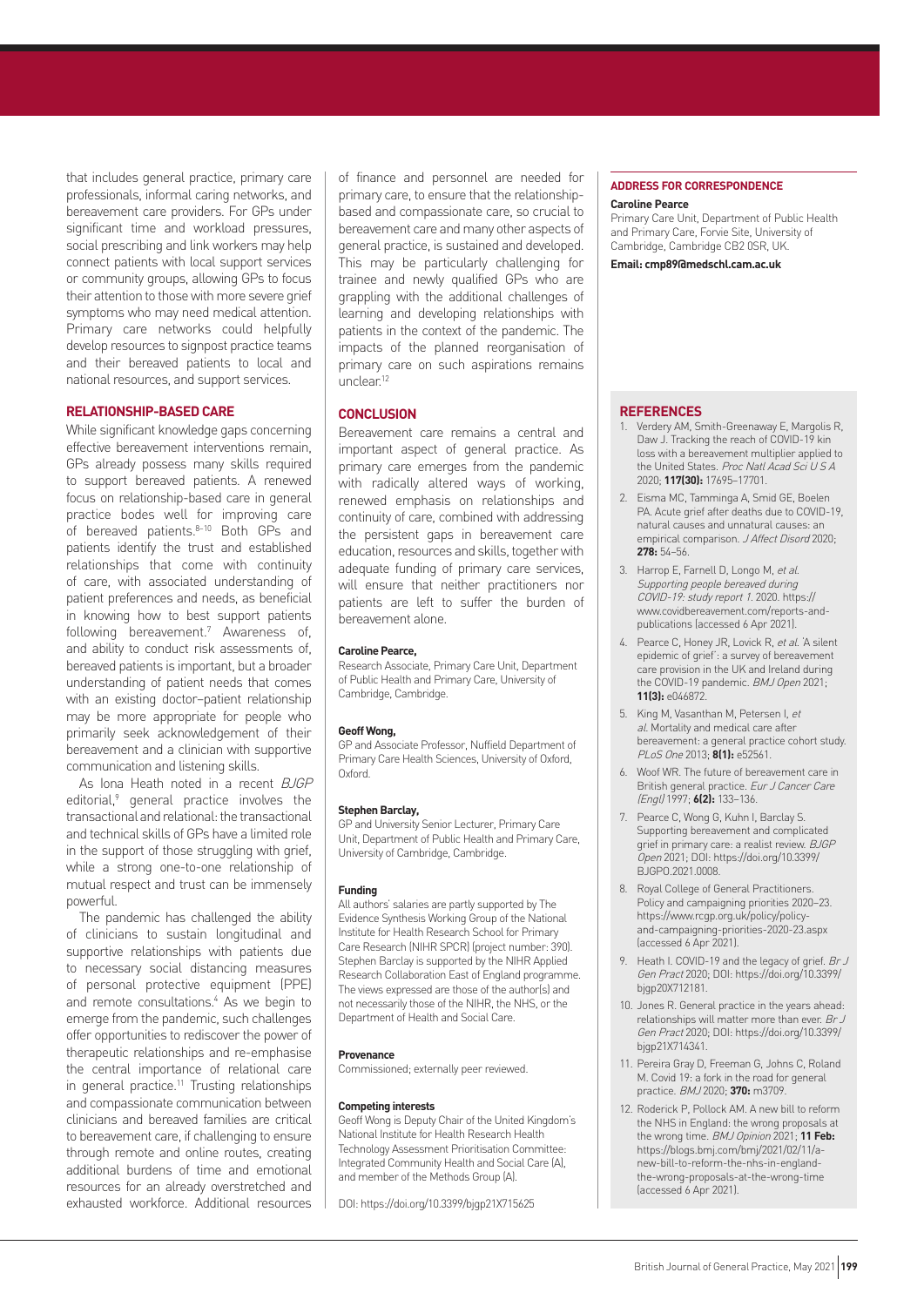that includes general practice, primary care professionals, informal caring networks, and bereavement care providers. For GPs under significant time and workload pressures, social prescribing and link workers may help connect patients with local support services or community groups, allowing GPs to focus their attention to those with more severe grief symptoms who may need medical attention. Primary care networks could helpfully develop resources to signpost practice teams and their bereaved patients to local and national resources, and support services.

## RELATIONSHIP-BASED CARE

While significant knowledge gaps concerning effective bereavement interventions remain, GPs already possess many skills required to support bereaved patients. A renewed focus on relationship-based care in general practice bodes well for improving care of bereaved patients.[8–10] Both GPs and patients identify the trust and established relationships that come with continuity of care, with associated understanding of patient preferences and needs, as beneficial in knowing how to best support patients following bereavement.[7] Awareness of, and ability to conduct risk assessments of, bereaved patients is important, but a broader understanding of patient needs that comes with an existing doctor–patient relationship may be more appropriate for people who primarily seek acknowledgement of their bereavement and a clinician with supportive communication and listening skills.

As Iona Heath noted in a recent *BJGP* editorial,[9] general practice involves the transactional and relational: the transactional and technical skills of GPs have a limited role in the support of those struggling with grief, while a strong one-to-one relationship of mutual respect and trust can be immensely powerful.

The pandemic has challenged the ability of clinicians to sustain longitudinal and supportive relationships with patients due to necessary social distancing measures of personal protective equipment (PPE) and remote consultations.[4] As we begin to emerge from the pandemic, such challenges offer opportunities to rediscover the power of therapeutic relationships and re-emphasise the central importance of relational care in general practice.[11] Trusting relationships and compassionate communication between clinicians and bereaved families are critical to bereavement care, if challenging to ensure through remote and online routes, creating additional burdens of time and emotional resources for an already overstretched and exhausted workforce. Additional resources of finance and personnel are needed for primary care, to ensure that the relationship-based and compassionate care, so crucial to bereavement care and many other aspects of general practice, is sustained and developed. This may be particularly challenging for trainee and newly qualified GPs who are grappling with the additional challenges of learning and developing relationships with patients in the context of the pandemic. The impacts of the planned reorganisation of primary care on such aspirations remains unclear.[12]

## CONCLUSION

Bereavement care remains a central and important aspect of general practice. As primary care emerges from the pandemic with radically altered ways of working, renewed emphasis on relationships and continuity of care, combined with addressing the persistent gaps in bereavement care education, resources and skills, together with adequate funding of primary care services, will ensure that neither practitioners nor patients are left to suffer the burden of bereavement alone.

**Caroline Pearce,**
Research Associate, Primary Care Unit, Department of Public Health and Primary Care, University of Cambridge, Cambridge.

**Geoff Wong,**
GP and Associate Professor, Nuffield Department of Primary Care Health Sciences, University of Oxford, Oxford.

**Stephen Barclay,**
GP and University Senior Lecturer, Primary Care Unit, Department of Public Health and Primary Care, University of Cambridge, Cambridge.

**Funding**
All authors' salaries are partly supported by The Evidence Synthesis Working Group of the National Institute for Health Research School for Primary Care Research (NIHR SPCR) (project number: 390). Stephen Barclay is supported by the NIHR Applied Research Collaboration East of England programme. The views expressed are those of the author(s) and not necessarily those of the NIHR, the NHS, or the Department of Health and Social Care.

**Provenance**
Commissioned; externally peer reviewed.

**Competing interests**
Geoff Wong is Deputy Chair of the United Kingdom's National Institute for Health Research Health Technology Assessment Prioritisation Committee: Integrated Community Health and Social Care (A), and member of the Methods Group (A).

DOI: https://doi.org/10.3399/bjgp21X715625

### ADDRESS FOR CORRESPONDENCE

**Caroline Pearce**
Primary Care Unit, Department of Public Health and Primary Care, Forvie Site, University of Cambridge, Cambridge CB2 0SR, UK.

**Email: cmp89@medschl.cam.ac.uk**

## REFERENCES

1. Verdery AM, Smith-Greenaway E, Margolis R, Daw J. Tracking the reach of COVID-19 kin loss with a bereavement multiplier applied to the United States. *Proc Natl Acad Sci U S A* 2020; **117(30):** 17695–17701.
2. Eisma MC, Tamminga A, Smid GE, Boelen PA. Acute grief after deaths due to COVID-19, natural causes and unnatural causes: an empirical comparison. *J Affect Disord* 2020; **278:** 54–56.
3. Harrop E, Farnell D, Longo M, *et al*. *Supporting people bereaved during COVID-19: study report 1.* 2020. https://www.covidbereavement.com/reports-and-publications (accessed 6 Apr 2021).
4. Pearce C, Honey JR, Lovick R, *et al*. 'A silent epidemic of grief': a survey of bereavement care provision in the UK and Ireland during the COVID-19 pandemic. *BMJ Open* 2021; **11(3):** e046872.
5. King M, Vasanthan M, Petersen I, *et al*. Mortality and medical care after bereavement: a general practice cohort study. *PLoS One* 2013; **8(1):** e52561.
6. Woof WR. The future of bereavement care in British general practice. *Eur J Cancer Care (Engl)* 1997; **6(2):** 133–136.
7. Pearce C, Wong G, Kuhn I, Barclay S. Supporting bereavement and complicated grief in primary care: a realist review. *BJGP Open* 2021; DOI: https://doi.org/10.3399/BJGPO.2021.0008.
8. Royal College of General Practitioners. Policy and campaigning priorities 2020–23. https://www.rcgp.org.uk/policy/policy-and-campaigning-priorities-2020-23.aspx (accessed 6 Apr 2021).
9. Heath I. COVID-19 and the legacy of grief. *Br J Gen Pract* 2020; DOI: https://doi.org/10.3399/bjgp20X712181.
10. Jones R. General practice in the years ahead: relationships will matter more than ever. *Br J Gen Pract* 2020; DOI: https://doi.org/10.3399/bjgp21X714341.
11. Pereira Gray D, Freeman G, Johns C, Roland M. Covid 19: a fork in the road for general practice. *BMJ* 2020; **370:** m3709.
12. Roderick P, Pollock AM. A new bill to reform the NHS in England: the wrong proposals at the wrong time. *BMJ Opinion* 2021; **11 Feb:** https://blogs.bmj.com/bmj/2021/02/11/a-new-bill-to-reform-the-nhs-in-england-the-wrong-proposals-at-the-wrong-time (accessed 6 Apr 2021).